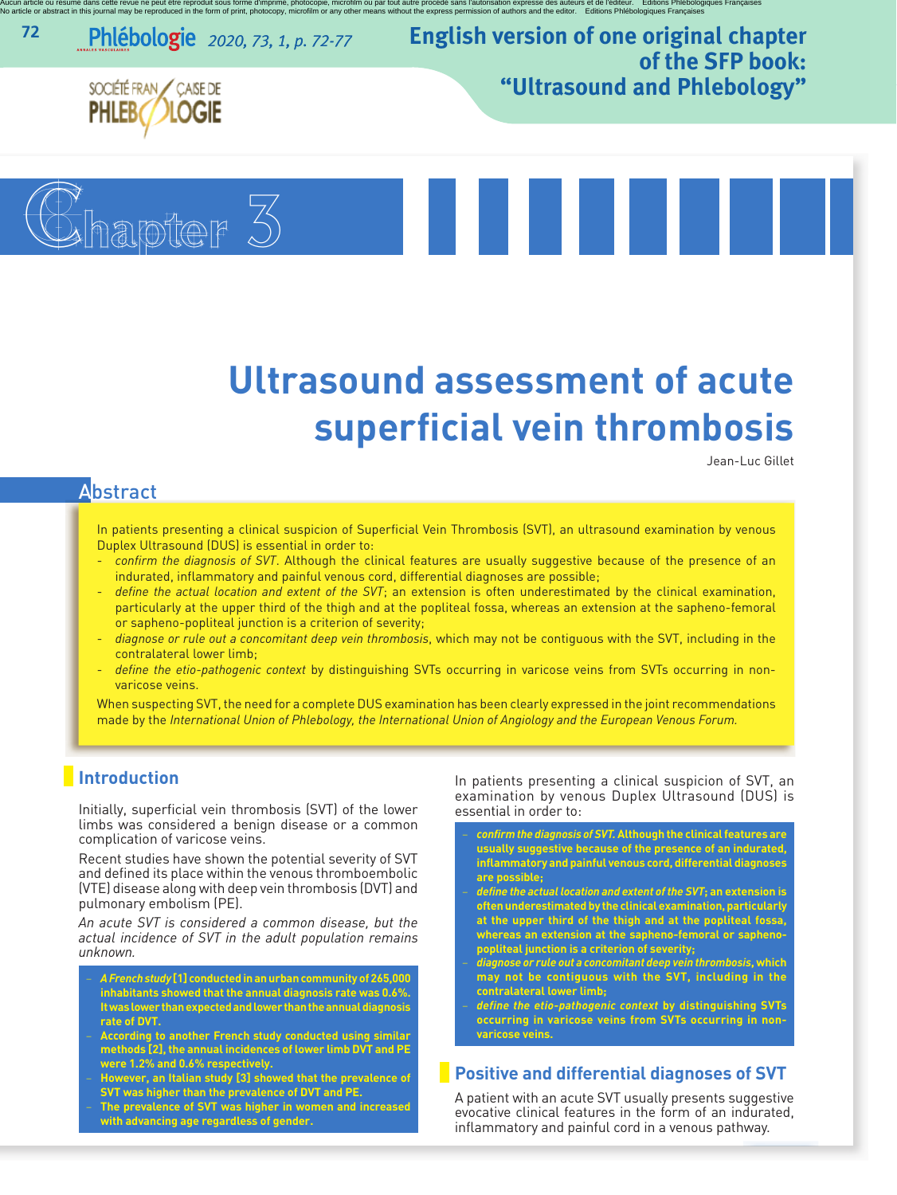# English version of one original chapter of the SFP book: "Ultrasound and Phlebology"

# Chapter 3

# Ultrasound assessment of acute superficial vein thrombosis

Jean-Luc Gillet

## Abstract

In patients presenting a clinical suspicion of Superficial Vein Thrombosis (SVT), an ultrasound examination by venous Duplex Ultrasound (DUS) is essential in order to:

- *confirm the diagnosis of SVT*. Although the clinical features are usually suggestive because of the presence of an indurated, inflammatory and painful venous cord, differential diagnoses are possible;
- *define the actual location and extent of the SVT*; an extension is often underestimated by the clinical examination, particularly at the upper third of the thigh and in the popliteal fossa, whereas an extension at the sapheno-femoral or sapheno-popliteal junction is a criterion of severity;
- *diagnose or rule out a concomitant deep vein thrombosis*, which may not be contiguous with the SVT, including in the contralateral lower limb;
- *define the etio-pathogenic context* by distinguishing SVTs occurring in varicose veins from SVTs occurring in non-varicose veins.

When suspecting SVT, the need for a complete DUS examination has been clearly expressed in the joint recommendations made by the *International Union of Phlebology, the International Union of Angiology and the European Venous Forum.*

## Introduction

Initially, superficial vein thrombosis (SVT) of the lower limbs was considered a benign disease or a common complication of varicose veins.

Recent studies have shown the potential severity of SVT and defined its place within the venous thromboembolic (VTE) disease along with deep vein thrombosis (DVT) and pulmonary embolism (PE).

*An acute SVT is considered a common disease, but the actual incidence of SVT in the adult population remains unknown.*

- ***A French study* [1] conducted in an urban community of 265,000 inhabitants showed that the annual diagnosis rate was 0.6%. It was lower than expected and lower than the annual diagnosis rate of DVT.**
- **According to another French study conducted using similar methods [2], the annual incidences of lower limb DVT and PE were 1.2% and 0.6% respectively.**
- **However, an Italian study [3] showed that the prevalence of SVT was higher than the prevalence of DVT and PE.**
- **The prevalence of SVT was higher in women and increased with advancing age regardless of gender.**

In patients presenting a clinical suspicion of SVT, an examination by venous Duplex Ultrasound (DUS) is essential in order to:

- ***confirm the diagnosis of SVT*. Although the clinical features are usually suggestive because of the presence of an indurated, inflammatory and painful venous cord, differential diagnoses are possible;**
- ***define the actual location and extent of the SVT*; an extension is often underestimated by the clinical examination, particularly at the upper third of the thigh and at the popliteal fossa, whereas an extension at the sapheno-femoral or sapheno-popliteal junction is a criterion of severity;**
- ***diagnose or rule out a concomitant deep vein thrombosis*, which may not be contiguous with the SVT, including in the contralateral lower limb;**
- ***define the etio-pathogenic context* by distinguishing SVTs occurring in varicose veins from SVTs occurring in non-varicose veins.**

## Positive and differential diagnoses of SVT

A patient with an acute SVT usually presents suggestive evocative clinical features in the form of an indurated, inflammatory and painful cord in a venous pathway.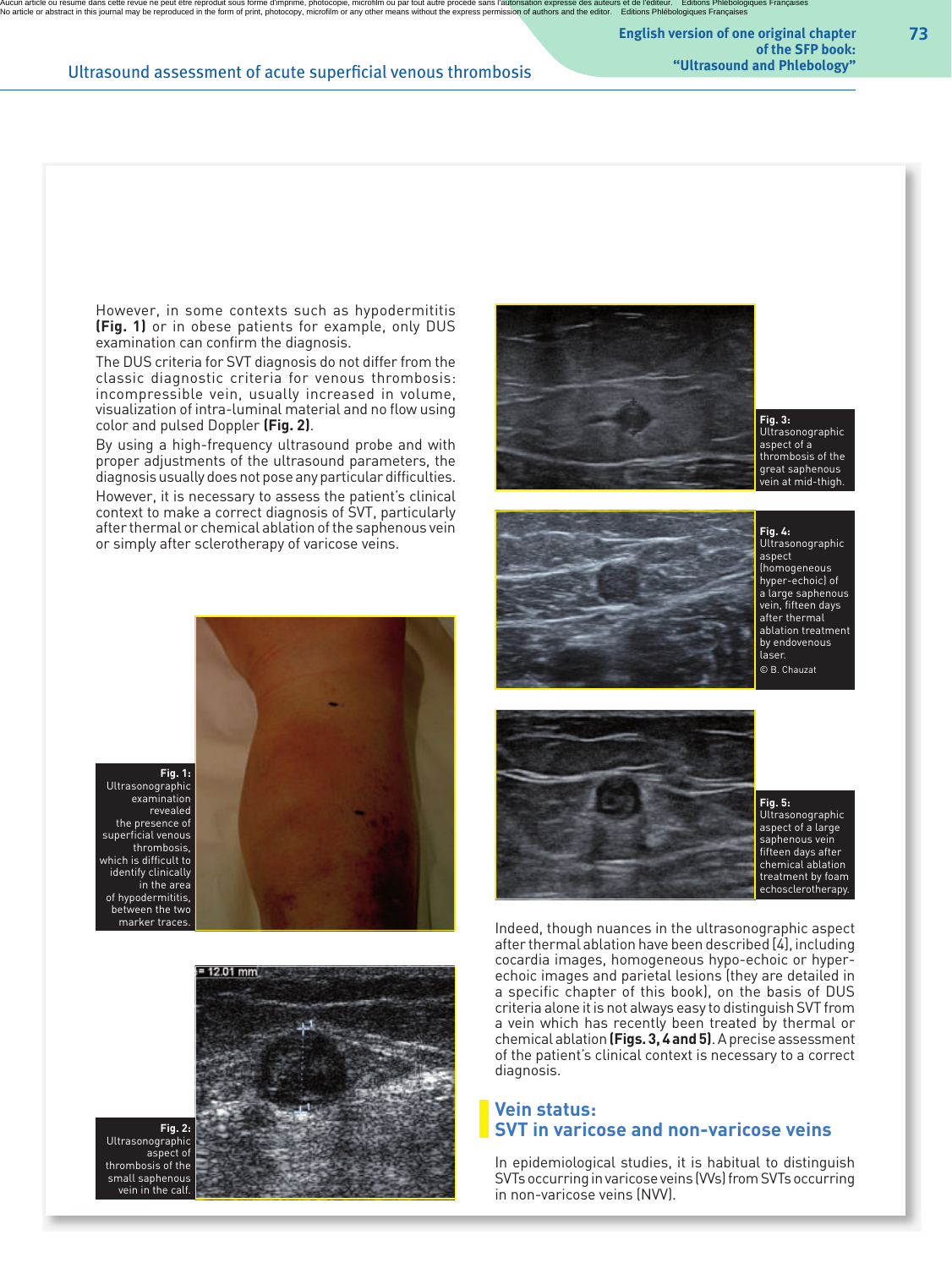However, in some contexts such as hypodermititis **(Fig. 1)** or in obese patients for example, only DUS examination can confirm the diagnosis.

The DUS criteria for SVT diagnosis do not differ from the classic diagnostic criteria for venous thrombosis: incompressible vein, usually increased in volume, visualization of intra-luminal material and no flow using color and pulsed Doppler **(Fig. 2)**.

By using a high-frequency ultrasound probe and with proper adjustments of the ultrasound parameters, the diagnosis usually does not pose any particular difficulties.

However, it is necessary to assess the patient's clinical context to make a correct diagnosis of SVT, particularly after thermal or chemical ablation of the saphenous vein or simply after sclerotherapy of varicose veins.

**Fig. 1:** Ultrasonographic examination revealed the presence of superficial venous thrombosis, which is difficult to identify clinically in the area of hypodermititis, between the two marker traces.

**Fig. 2:** Ultrasonographic aspect of thrombosis of the small saphenous vein in the calf.

**Fig. 3:** Ultrasonographic aspect of a thrombosis of the great saphenous vein at mid-thigh.

**Fig. 4:** Ultrasonographic aspect (homogeneous hyper-echoic) of a large saphenous vein, fifteen days after thermal ablation treatment by endovenous laser.
© B. Chauzat

**Fig. 5:** Ultrasonographic aspect of a large saphenous vein fifteen days after chemical ablation treatment by foam echosclerotherapy.

Indeed, though nuances in the ultrasonographic aspect after thermal ablation have been described [4], including cocardia images, homogeneous hypo-echoic or hyper-echoic images and parietal lesions (they are detailed in a specific chapter of this book), on the basis of DUS criteria alone it is not always easy to distinguish SVT from a vein which has recently been treated by thermal or chemical ablation **(Figs. 3, 4 and 5)**. A precise assessment of the patient's clinical context is necessary to a correct diagnosis.

## Vein status: SVT in varicose and non-varicose veins

In epidemiological studies, it is habitual to distinguish SVTs occurring in varicose veins (VVs) from SVTs occurring in non-varicose veins (NVV).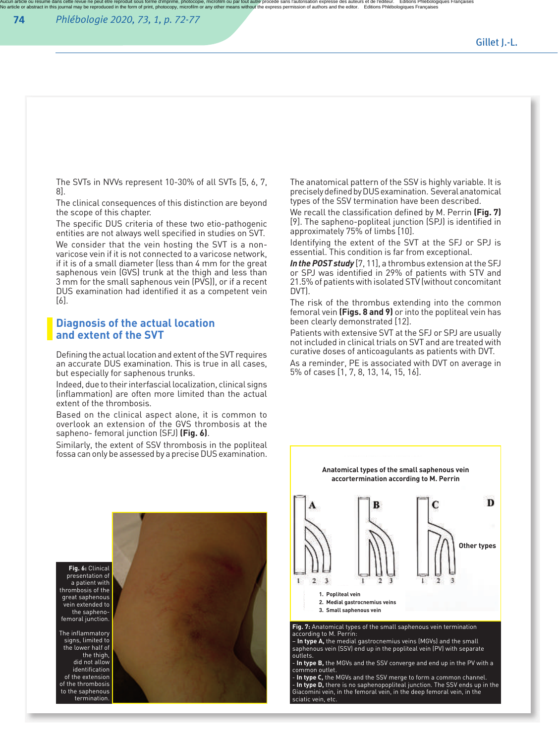The SVTs in NVVs represent 10-30% of all SVTs [5, 6, 7, 8].

The clinical consequences of this distinction are beyond the scope of this chapter.

The specific DUS criteria of these two etio-pathogenic entities are not always well specified in studies on SVT.

We consider that the vein hosting the SVT is a non-varicose vein if it is not connected to a varicose network, if it is of a small diameter (less than 4 mm for the great saphenous vein (GVS) trunk at the thigh and less than 3 mm for the small saphenous vein (PVS)), or if a recent DUS examination had identified it as a competent vein [6].

## Diagnosis of the actual location and extent of the SVT

Defining the actual location and extent of the SVT requires an accurate DUS examination. This is true in all cases, but especially for saphenous trunks.

Indeed, due to their interfascial localization, clinical signs (inflammation) are often more limited than the actual extent of the thrombosis.

Based on the clinical aspect alone, it is common to overlook an extension of the GVS thrombosis at the sapheno- femoral junction (SFJ) **(Fig. 6)**.

Similarly, the extent of SSV thrombosis in the popliteal fossa can only be assessed by a precise DUS examination.

**Fig. 6:** Clinical presentation of a patient with thrombosis of the great saphenous vein extended to the sapheno-femoral junction.

The inflammatory signs, limited to the lower half of the thigh, did not allow identification of the extension of the thrombosis to the saphenous termination.

The anatomical pattern of the SSV is highly variable. It is precisely defined by DUS examination. Several anatomical types of the SSV termination have been described.

We recall the classification defined by M. Perrin **(Fig. 7)** [9]. The sapheno-popliteal junction (SPJ) is identified in approximately 75% of limbs [10].

Identifying the extent of the SVT at the SFJ or SPJ is essential. This condition is far from exceptional.

***In the POST study*** [7, 11], a thrombus extension at the SFJ or SPJ was identified in 29% of patients with STV and 21.5% of patients with isolated STV (without concomitant DVT).

The risk of the thrombus extending into the common femoral vein **(Figs. 8 and 9)** or into the popliteal vein has been clearly demonstrated [12].

Patients with extensive SVT at the SFJ or SPJ are usually not included in clinical trials on SVT and are treated with curative doses of anticoagulants as patients with DVT.

As a reminder, PE is associated with DVT on average in 5% of cases [1, 7, 8, 13, 14, 15, 16].

Anatomical types of the small saphenous vein accortermination according to M. Perrin

A B C D Other types

1. Popliteal vein
2. Medial gastrocnemius veins
3. Small saphenous vein

**Fig. 7:** Anatomical types of the small saphenous vein termination according to M. Perrin:
– **In type A,** the medial gastrocnemius veins (MGVs) and the small saphenous vein (SSV) end up in the popliteal vein (PV) with separate outlets.
- **In type B,** the MGVs and the SSV converge and end up in the PV with a common outlet.
- **In type C,** the MGVs and the SSV merge to form a common channel.
- **In type D,** there is no saphenopopliteal junction. The SSV ends up in the Giacomini vein, in the femoral vein, in the deep femoral vein, in the sciatic vein, etc.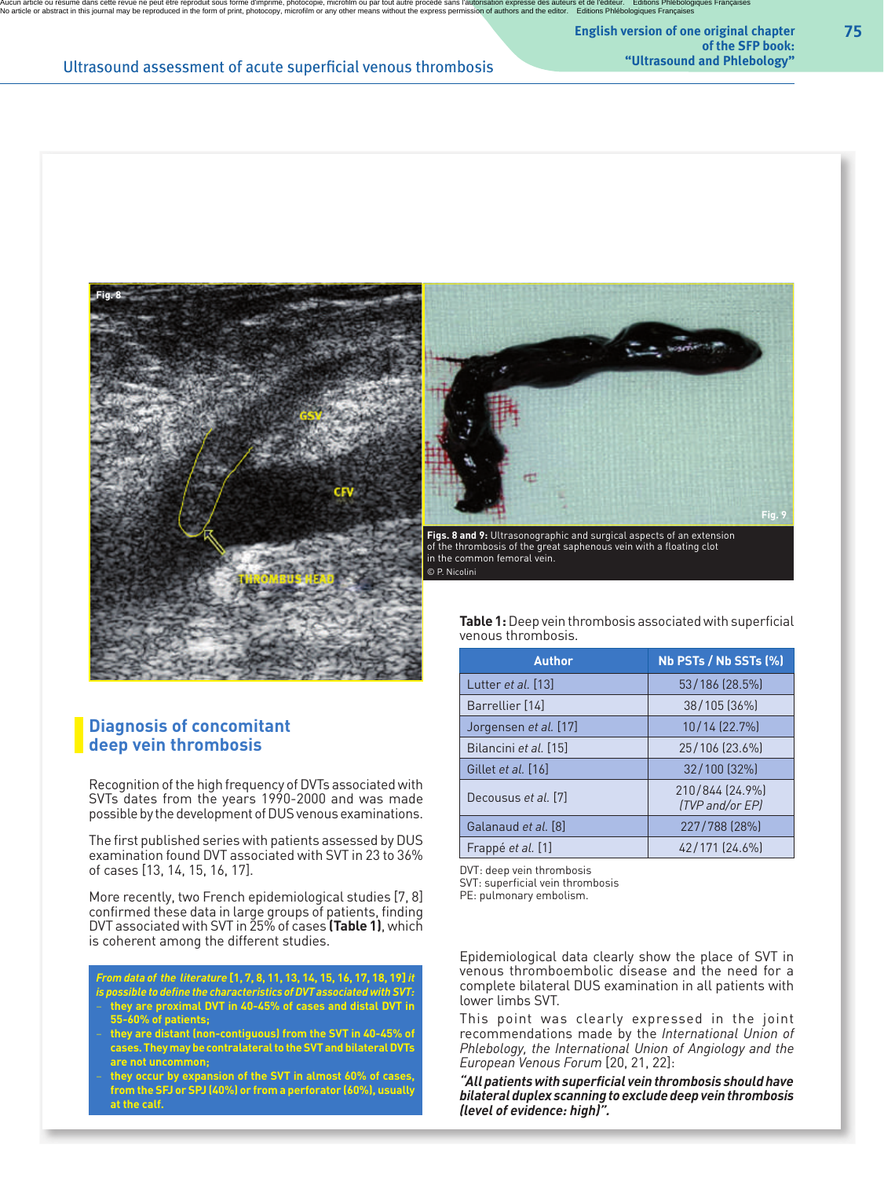Figs. 8 and 9: Ultrasonographic and surgical aspects of an extension of the thrombosis of the great saphenous vein with a floating clot in the common femoral vein.
© P. Nicolini

## Diagnosis of concomitant deep vein thrombosis

Recognition of the high frequency of DVTs associated with SVTs dates from the years 1990-2000 and was made possible by the development of DUS venous examinations.

The first published series with patients assessed by DUS examination found DVT associated with SVT in 23 to 36% of cases [13, 14, 15, 16, 17].

More recently, two French epidemiological studies [7, 8] confirmed these data in large groups of patients, finding DVT associated with SVT in 25% of cases **(Table 1)**, which is coherent among the different studies.

***From data of the literature* [1, 7, 8, 11, 13, 14, 15, 16, 17, 18, 19] *it is possible to define the characteristics of DVT associated with SVT:***

- **they are proximal DVT in 40-45% of cases and distal DVT in 55-60% of patients;**
- **they are distant (non-contiguous) from the SVT in 40-45% of cases. They may be contralateral to the SVT and bilateral DVTs are not uncommon;**
- **they occur by expansion of the SVT in almost 60% of cases, from the SFJ or SPJ (40%) or from a perforator (60%), usually at the calf.**

**Table 1:** Deep vein thrombosis associated with superficial venous thrombosis.

| Author | Nb PSTs / Nb SSTs (%) |
|---|---|
| Lutter *et al.* [13] | 53/186 (28.5%) |
| Barrellier [14] | 38/105 (36%) |
| Jorgensen *et al.* [17] | 10/14 (22.7%) |
| Bilancini *et al.* [15] | 25/106 (23.6%) |
| Gillet *et al.* [16] | 32/100 (32%) |
| Decousus *et al.* [7] | 210/844 (24.9%) *(TVP and/or EP)* |
| Galanaud *et al.* [8] | 227/788 (28%) |
| Frappé *et al.* [1] | 42/171 (24.6%) |

DVT: deep vein thrombosis
SVT: superficial vein thrombosis
PE: pulmonary embolism.

Epidemiological data clearly show the place of SVT in venous thromboembolic disease and the need for a complete bilateral DUS examination in all patients with lower limbs SVT.

This point was clearly expressed in the joint recommendations made by the *International Union of Phlebology, the International Union of Angiology and the European Venous Forum* [20, 21, 22]:

***"All patients with superficial vein thrombosis should have bilateral duplex scanning to exclude deep vein thrombosis (level of evidence: high)".***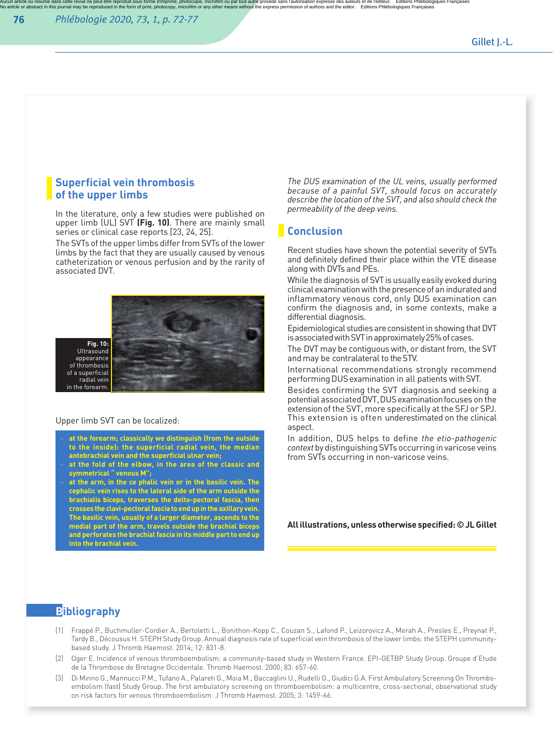## Superficial vein thrombosis of the upper limbs

In the literature, only a few studies were published on upper limb (UL) SVT **(Fig. 10)**. There are mainly small series or clinical case reports [23, 24, 25].

The SVTs of the upper limbs differ from SVTs of the lower limbs by the fact that they are usually caused by venous catheterization or venous perfusion and by the rarity of associated DVT.

**Fig. 10:** Ultrasound appearance of thrombosis of a superficial radial vein in the forearm.

Upper limb SVT can be localized:

- **at the forearm; classically we distinguish (from the outside to the inside): the superficial radial vein, the median antebrachial vein and the superficial ulnar vein;**
- **at the fold of the elbow, in the area of the classic and symmetrical " venous M";**
- **at the arm, in the ce phalic vein or in the basilic vein. The cephalic vein rises to the lateral side of the arm outside the brachialis biceps, traverses the delto-pectoral fascia, then crosses the clavi-pectoral fascia to end up in the axillary vein. The basilic vein, usually of a larger diameter, ascends to the medial part of the arm, travels outside the brachial biceps and perforates the brachial fascia in its middle part to end up into the brachial vein.**

*The DUS examination of the UL veins, usually performed because of a painful SVT, should focus on accurately describe the location of the SVT, and also should check the permeability of the deep veins.*

## Conclusion

Recent studies have shown the potential severity of SVTs and definitely defined their place within the VTE disease along with DVTs and PEs.

While the diagnosis of SVT is usually easily evoked during clinical examination with the presence of an indurated and inflammatory venous cord, only DUS examination can confirm the diagnosis and, in some contexts, make a differential diagnosis.

Epidemiological studies are consistent in showing that DVT is associated with SVT in approximately 25% of cases.

The DVT may be contiguous with, or distant from, the SVT and may be contralateral to the STV.

International recommendations strongly recommend performing DUS examination in all patients with SVT.

Besides confirming the SVT diagnosis and seeking a potential associated DVT, DUS examination focuses on the extension of the SVT, more specifically at the SFJ or SPJ. This extension is often underestimated on the clinical aspect.

In addition, DUS helps to define *the etio-pathogenic context* by distinguishing SVTs occurring in varicose veins from SVTs occurring in non-varicose veins.

**All illustrations, unless otherwise specified: © JL Gillet**

## Bibliography

[1] Frappé P., Buchmuller-Cordier A., Bertoletti L., Bonithon-Kopp C., Couzan S., Lafond P., Leizorovicz A., Merah A., Presles E., Preynat P., Tardy B., Décousus H. STEPH Study Group. Annual diagnosis rate of superficial vein thrombosis of the lower limbs: the STEPH community-based study. J Thromb Haemost. 2014; 12: 831-8.

[2] Oger E. Incidence of venous thromboembolism: a community-based study in Western France. EPI-GETBP Study Group. Groupe d'Etude de la Thrombose de Bretagne Occidentale. Thromb Haemost. 2000; 83: 657-60.

[3] Di Minno G., Mannucci P.M., Tufano A., Palareti G., Moia M., Baccaglini U., Rudelli G., Giudici G.A. First Ambulatory Screening On Thrombo-embolism (fast) Study Group. The first ambulatory screening on thromboembolism: a multicentre, cross-sectional, observational study on risk factors for venous thromboembolism. J Thromb Haemost. 2005; 3: 1459-66.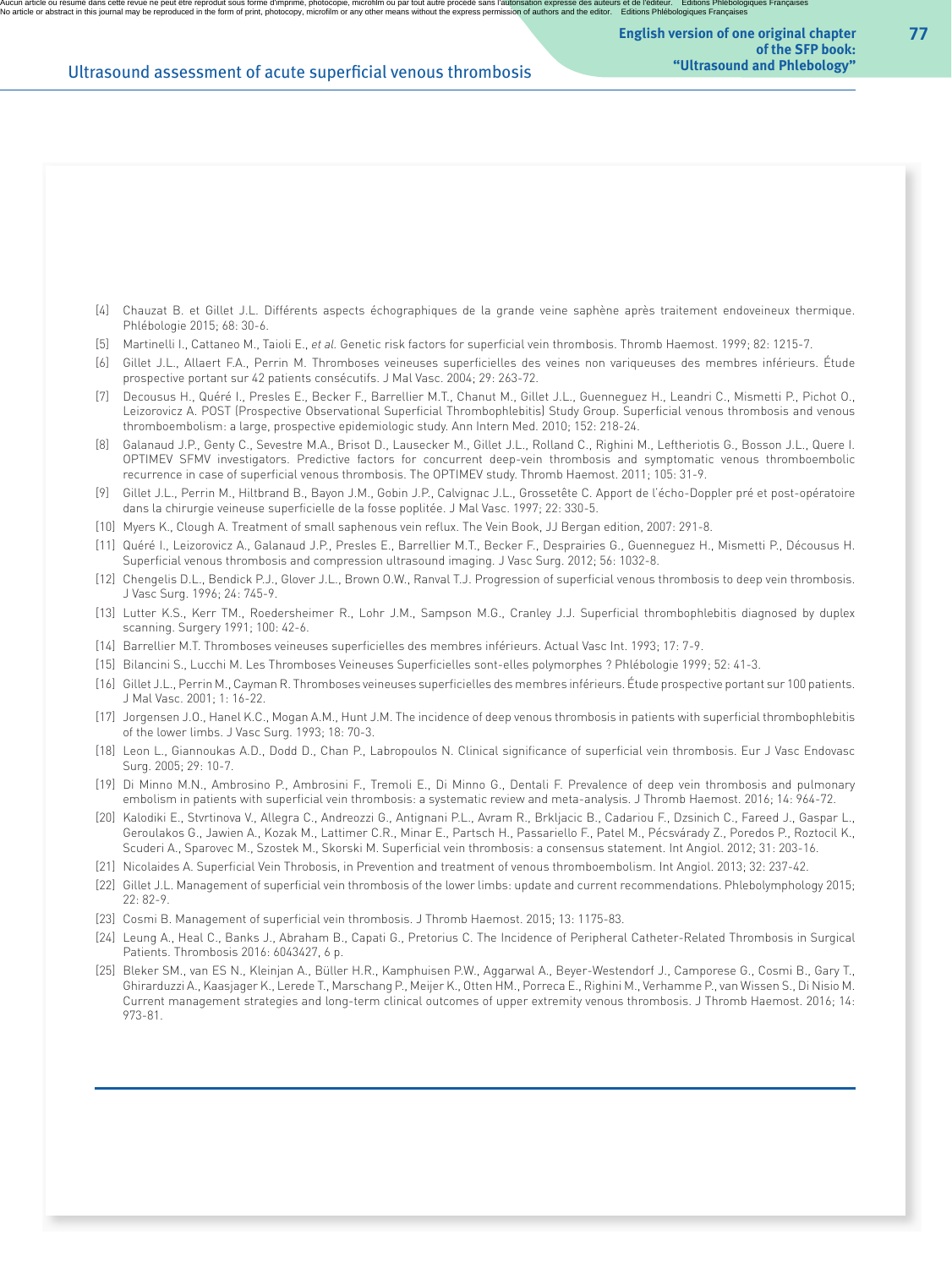[4] Chauzat B. et Gillet J.L. Différents aspects échographiques de la grande veine saphène après traitement endoveineux thermique. Phlébologie 2015; 68: 30-6.

[5] Martinelli I., Cattaneo M., Taioli E., *et al.* Genetic risk factors for superficial vein thrombosis. Thromb Haemost. 1999; 82: 1215-7.

[6] Gillet J.L., Allaert F.A., Perrin M. Thromboses veineuses superficielles des veines non variqueuses des membres inférieurs. Étude prospective portant sur 42 patients consécutifs. J Mal Vasc. 2004; 29: 263-72.

[7] Decousus H., Quéré I., Presles E., Becker F., Barrellier M.T., Chanut M., Gillet J.L., Guenneguez H., Leandri C., Mismetti P., Pichot O., Leizorovicz A. POST (Prospective Observational Superficial Thrombophlebitis) Study Group. Superficial venous thrombosis and venous thromboembolism: a large, prospective epidemiologic study. Ann Intern Med. 2010; 152: 218-24.

[8] Galanaud J.P., Genty C., Sevestre M.A., Brisot D., Lausecker M., Gillet J.L., Rolland C., Righini M., Leftheriotis G., Bosson J.L., Quere I. OPTIMEV SFMV investigators. Predictive factors for concurrent deep-vein thrombosis and symptomatic venous thromboembolic recurrence in case of superficial venous thrombosis. The OPTIMEV study. Thromb Haemost. 2011; 105: 31-9.

[9] Gillet J.L., Perrin M., Hiltbrand B., Bayon J.M., Gobin J.P., Calvignac J.L., Grossetête C. Apport de l'écho-Doppler pré et post-opératoire dans la chirurgie veineuse superficielle de la fosse poplitée. J Mal Vasc. 1997; 22: 330-5.

[10] Myers K., Clough A. Treatment of small saphenous vein reflux. The Vein Book, JJ Bergan edition, 2007: 291-8.

[11] Quéré I., Leizorovicz A., Galanaud J.P., Presles E., Barrellier M.T., Becker F., Desprairies G., Guenneguez H., Mismetti P., Décousus H. Superficial venous thrombosis and compression ultrasound imaging. J Vasc Surg. 2012; 56: 1032-8.

[12] Chengelis D.L., Bendick P.J., Glover J.L., Brown O.W., Ranval T.J. Progression of superficial venous thrombosis to deep vein thrombosis. J Vasc Surg. 1996; 24: 745-9.

[13] Lutter K.S., Kerr TM., Roedersheimer R., Lohr J.M., Sampson M.G., Cranley J.J. Superficial thrombophlebitis diagnosed by duplex scanning. Surgery 1991; 100: 42-6.

[14] Barrellier M.T. Thromboses veineuses superficielles des membres inférieurs. Actual Vasc Int. 1993; 17: 7-9.

[15] Bilancini S., Lucchi M. Les Thromboses Veineuses Superficielles sont-elles polymorphes ? Phlébologie 1999; 52: 41-3.

[16] Gillet J.L., Perrin M., Cayman R. Thromboses veineuses superficielles des membres inférieurs. Étude prospective portant sur 100 patients. J Mal Vasc. 2001; 1: 16-22.

[17] Jorgensen J.O., Hanel K.C., Mogan A.M., Hunt J.M. The incidence of deep venous thrombosis in patients with superficial thrombophlebitis of the lower limbs. J Vasc Surg. 1993; 18: 70-3.

[18] Leon L., Giannoukas A.D., Dodd D., Chan P., Labropoulos N. Clinical significance of superficial vein thrombosis. Eur J Vasc Endovasc Surg. 2005; 29: 10-7.

[19] Di Minno M.N., Ambrosino P., Ambrosini F., Tremoli E., Di Minno G., Dentali F. Prevalence of deep vein thrombosis and pulmonary embolism in patients with superficial vein thrombosis: a systematic review and meta-analysis. J Thromb Haemost. 2016; 14: 964-72.

[20] Kalodiki E., Stvrtinova V., Allegra C., Andreozzi G., Antignani P.L., Avram R., Brkljacic B., Cadariou F., Dzsinich C., Fareed J., Gaspar L., Geroulakos G., Jawien A., Kozak M., Lattimer C.R., Minar E., Partsch H., Passariello F., Patel M., Pécsvárady Z., Poredos P., Roztocil K., Scuderi A., Sparovec M., Szostek M., Skorski M. Superficial vein thrombosis: a consensus statement. Int Angiol. 2012; 31: 203-16.

[21] Nicolaides A. Superficial Vein Throbosis, in Prevention and treatment of venous thromboembolism. Int Angiol. 2013; 32: 237-42.

[22] Gillet J.L. Management of superficial vein thrombosis of the lower limbs: update and current recommendations. Phlebolymphology 2015; 22: 82-9.

[23] Cosmi B. Management of superficial vein thrombosis. J Thromb Haemost. 2015; 13: 1175-83.

[24] Leung A., Heal C., Banks J., Abraham B., Capati G., Pretorius C. The Incidence of Peripheral Catheter-Related Thrombosis in Surgical Patients. Thrombosis 2016: 6043427, 6 p.

[25] Bleker SM., van ES N., Kleinjan A., Büller H.R., Kamphuisen P.W., Aggarwal A., Beyer-Westendorf J., Camporese G., Cosmi B., Gary T., Ghirarduzzi A., Kaasjager K., Lerede T., Marschang P., Meijer K., Otten HM., Porreca E., Righini M., Verhamme P., van Wissen S., Di Nisio M. Current management strategies and long-term clinical outcomes of upper extremity venous thrombosis. J Thromb Haemost. 2016; 14: 973-81.